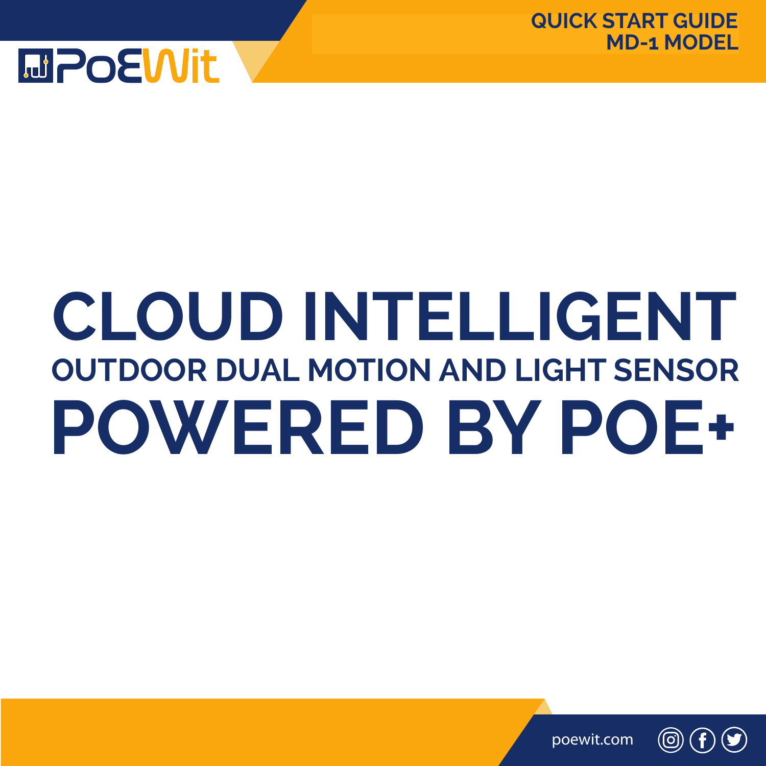PoEWit

QUICK START GUIDE
MD-1 MODEL

# CLOUD INTELLIGENT

## OUTDOOR DUAL MOTION AND LIGHT SENSOR

# POWERED BY POE+

poewit.com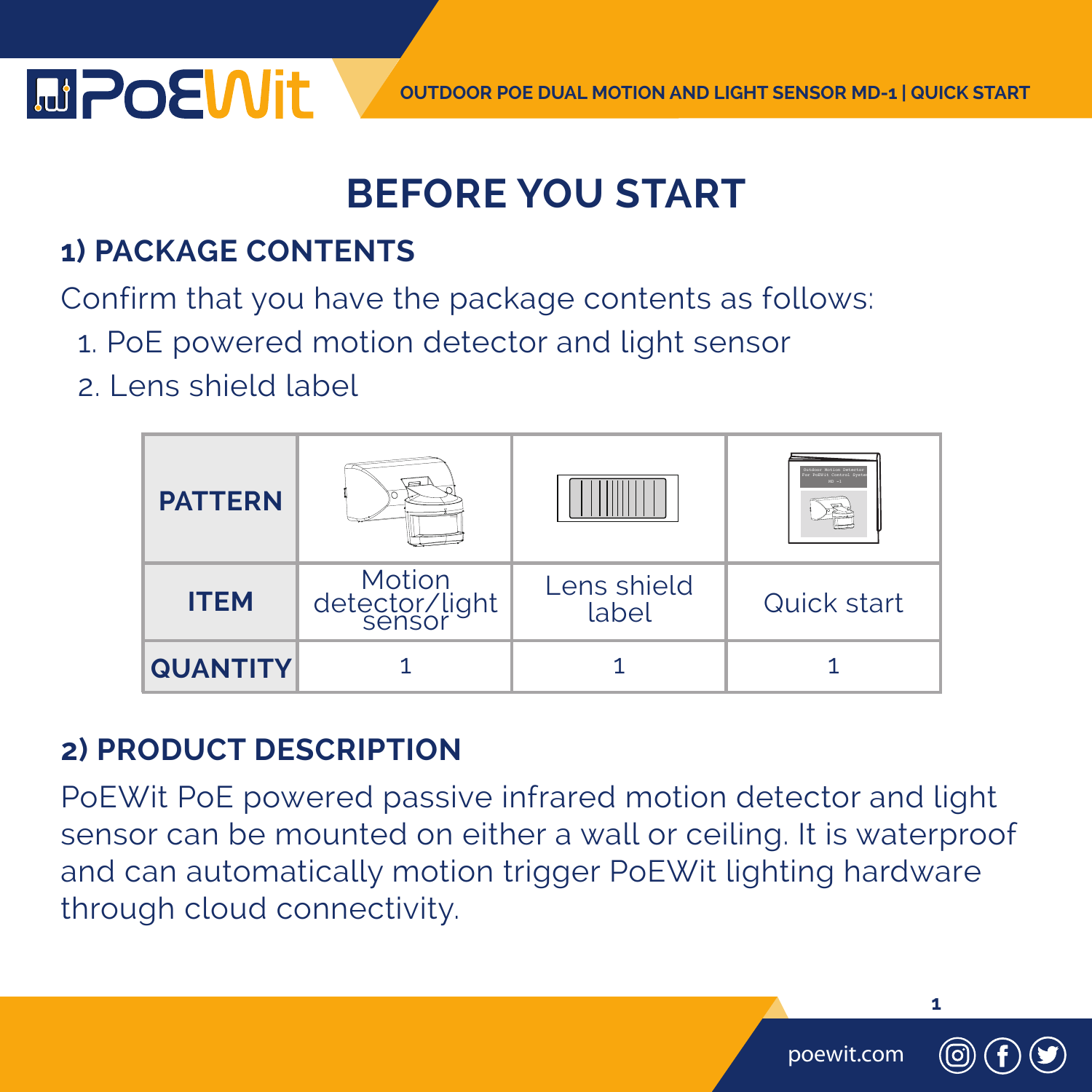# BEFORE YOU START

## 1) PACKAGE CONTENTS

Confirm that you have the package contents as follows:

1. PoE powered motion detector and light sensor
2. Lens shield label

| PATTERN | | | |
|---|---|---|---|
| ITEM | Motion detector/light sensor | Lens shield label | Quick start |
| QUANTITY | 1 | 1 | 1 |

## 2) PRODUCT DESCRIPTION

PoEWit PoE powered passive infrared motion detector and light sensor can be mounted on either a wall or ceiling. It is waterproof and can automatically motion trigger PoEWit lighting hardware through cloud connectivity.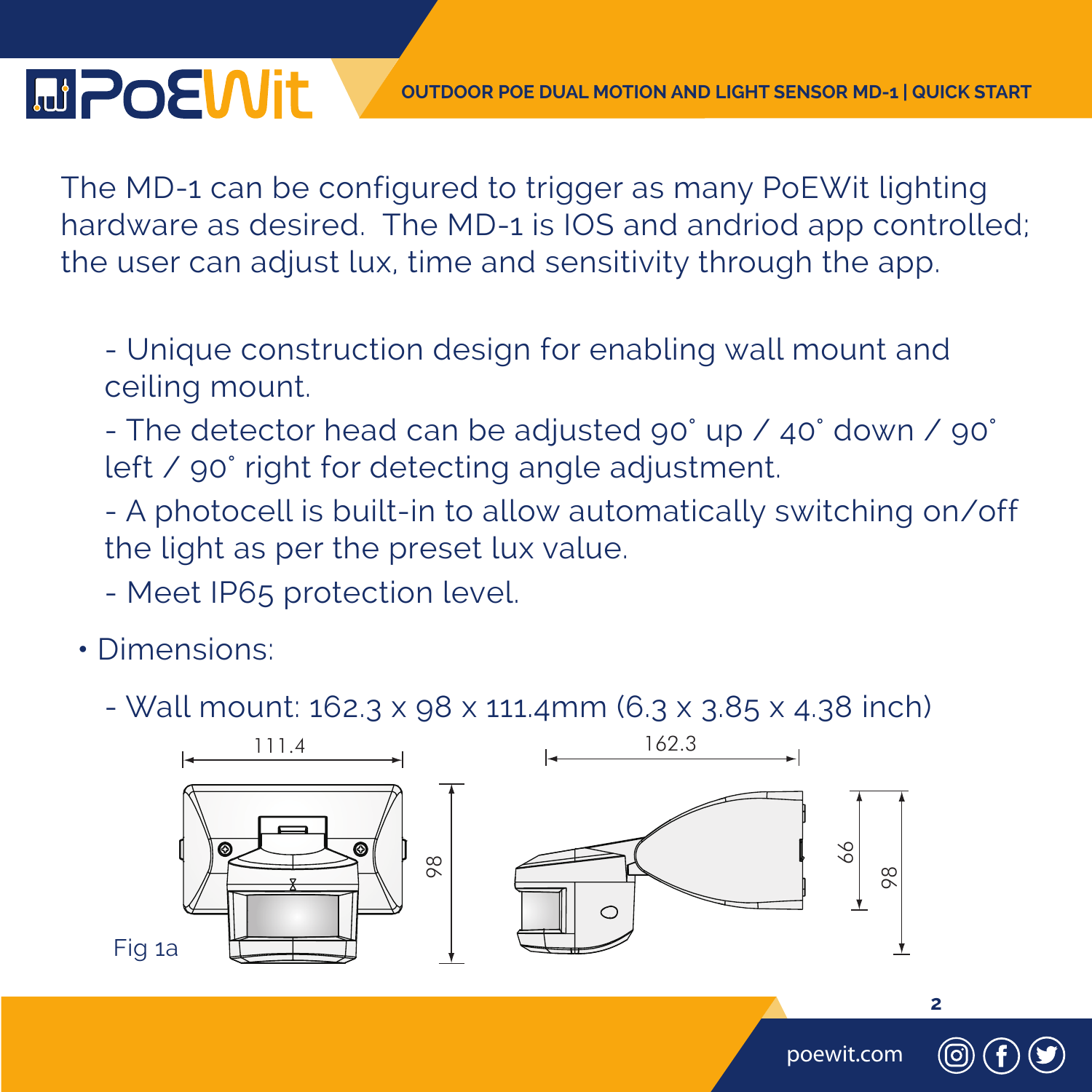The MD-1 can be configured to trigger as many PoEWit lighting hardware as desired.  The MD-1 is IOS and andriod app controlled; the user can adjust lux, time and sensitivity through the app.

- Unique construction design for enabling wall mount and ceiling mount.
- The detector head can be adjusted 90˚ up / 40˚ down / 90˚ left / 90˚ right for detecting angle adjustment.
- A photocell is built-in to allow automatically switching on/off the light as per the preset lux value.
- Meet IP65 protection level.

• Dimensions:

- Wall mount: 162.3 x 98 x 111.4mm (6.3 x 3.85 x 4.38 inch)

Fig 1a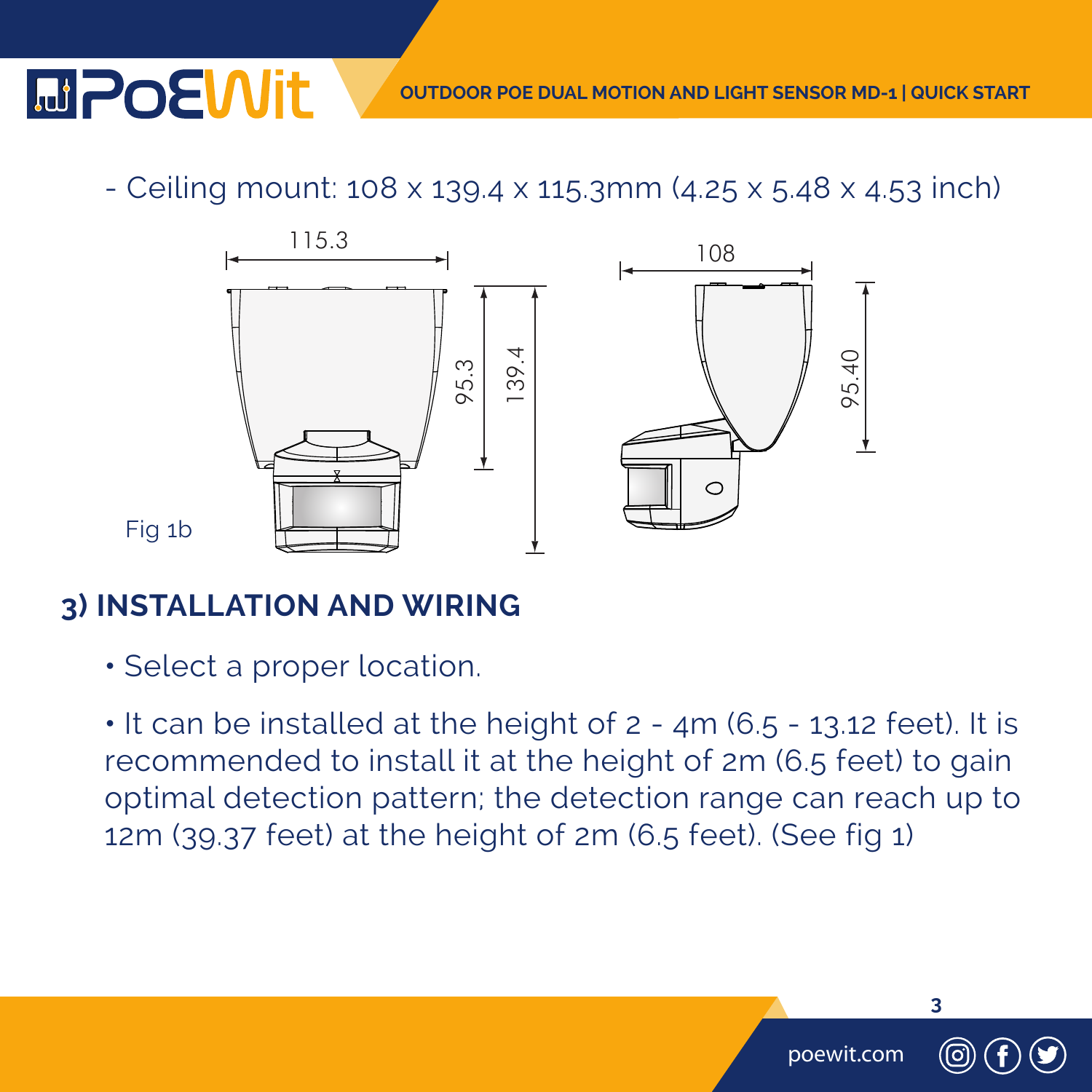- Ceiling mount: 108 x 139.4 x 115.3mm (4.25 x 5.48 x 4.53 inch)

Fig 1b

## 3) INSTALLATION AND WIRING

- Select a proper location.
- It can be installed at the height of 2 - 4m (6.5 - 13.12 feet). It is recommended to install it at the height of 2m (6.5 feet) to gain optimal detection pattern; the detection range can reach up to 12m (39.37 feet) at the height of 2m (6.5 feet). (See fig 1)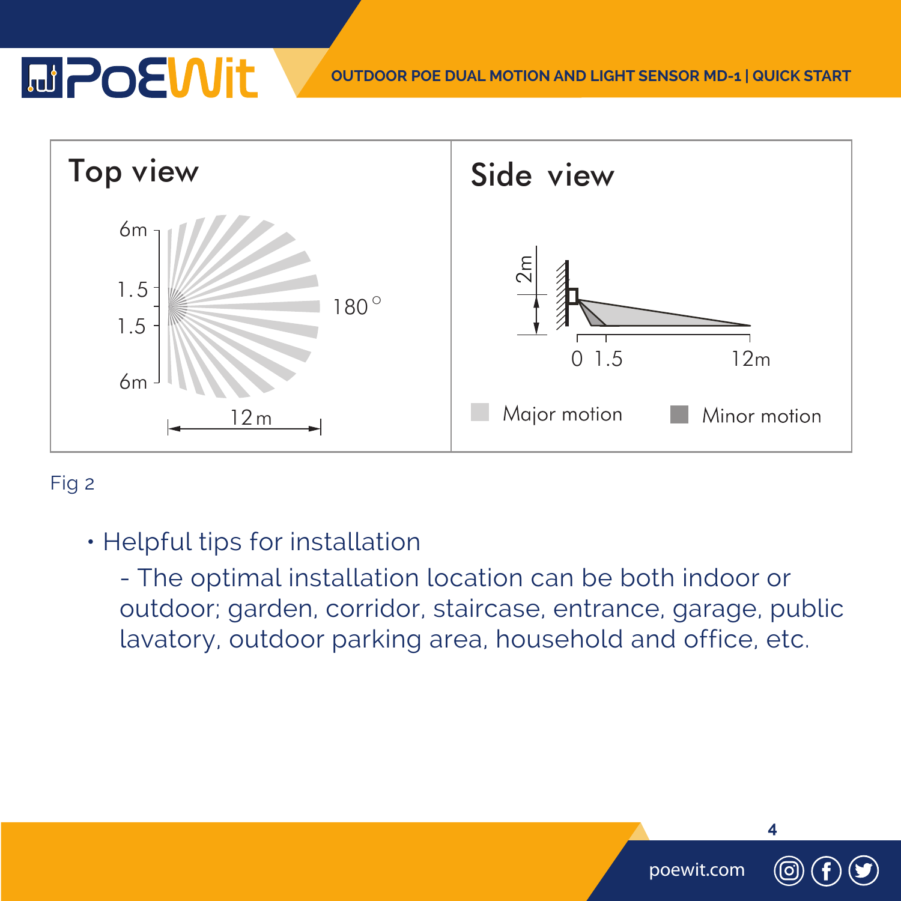Top view

6m

1.5

1.5

6m

180°

12 m

Side view

2m

0 1.5 12m

Major motion Minor motion

Fig 2

- Helpful tips for installation
  - The optimal installation location can be both indoor or outdoor; garden, corridor, staircase, entrance, garage, public lavatory, outdoor parking area, household and office, etc.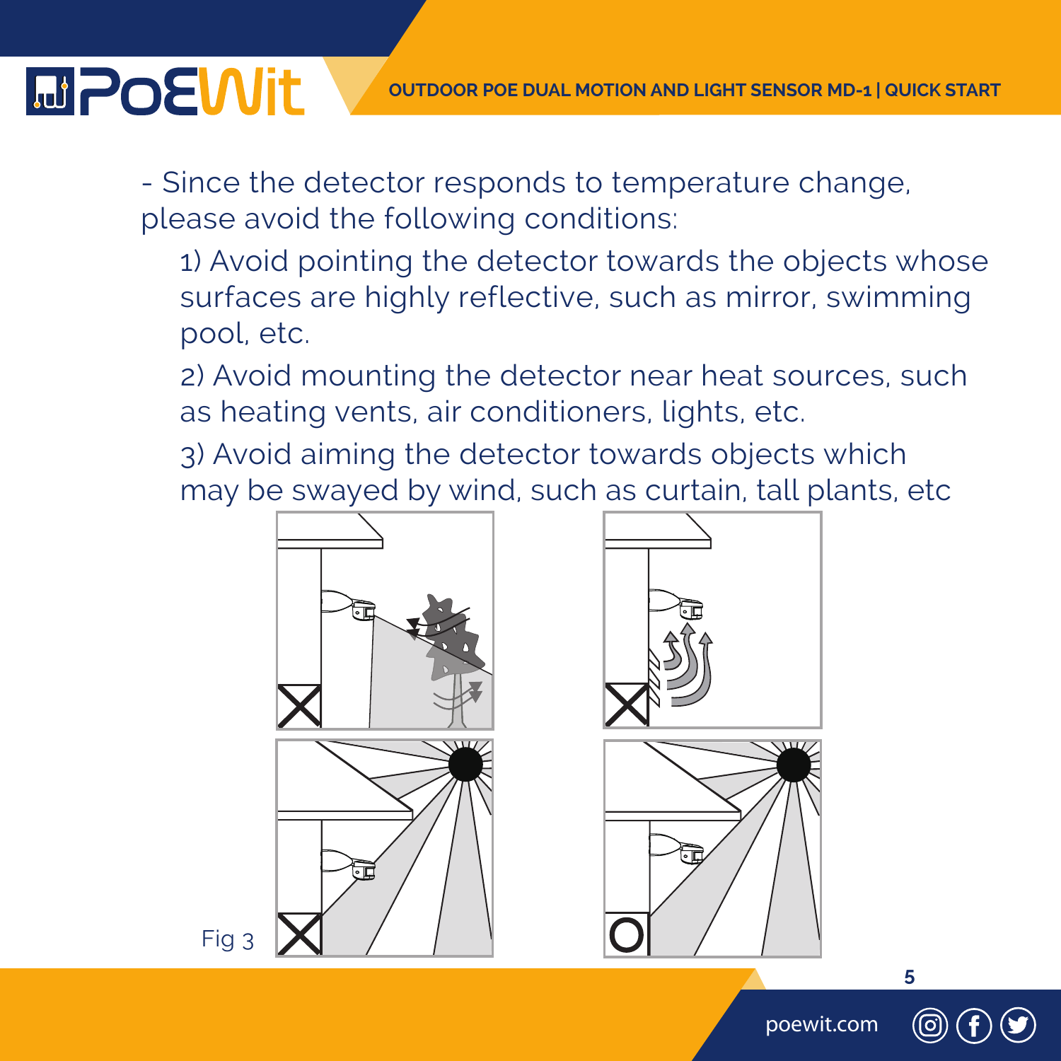- Since the detector responds to temperature change, please avoid the following conditions:

  1) Avoid pointing the detector towards the objects whose surfaces are highly reflective, such as mirror, swimming pool, etc.

  2) Avoid mounting the detector near heat sources, such as heating vents, air conditioners, lights, etc.

  3) Avoid aiming the detector towards objects which may be swayed by wind, such as curtain, tall plants, etc

Fig 3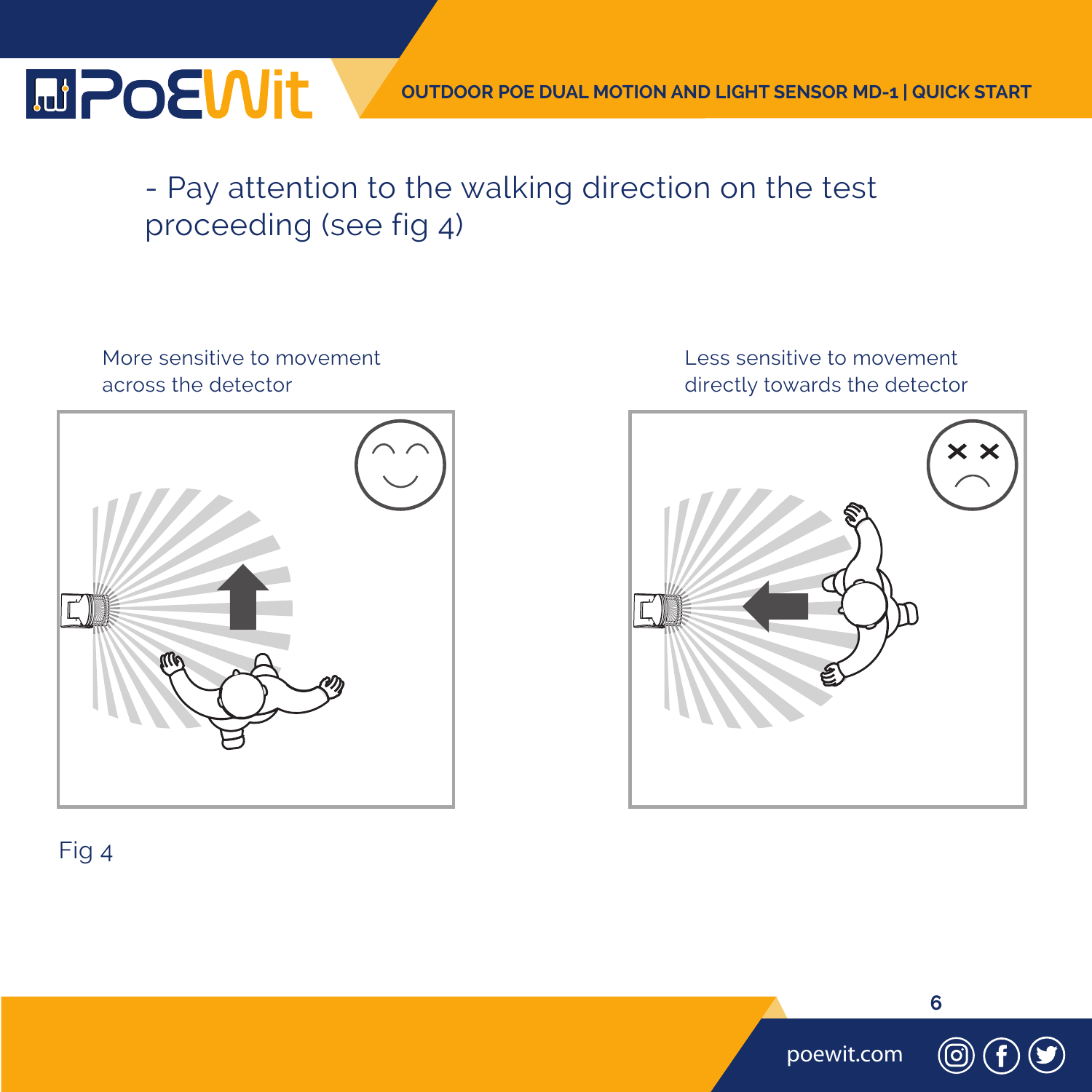- Pay attention to the walking direction on the test proceeding (see fig 4)

More sensitive to movement across the detector

Less sensitive to movement directly towards the detector

Fig 4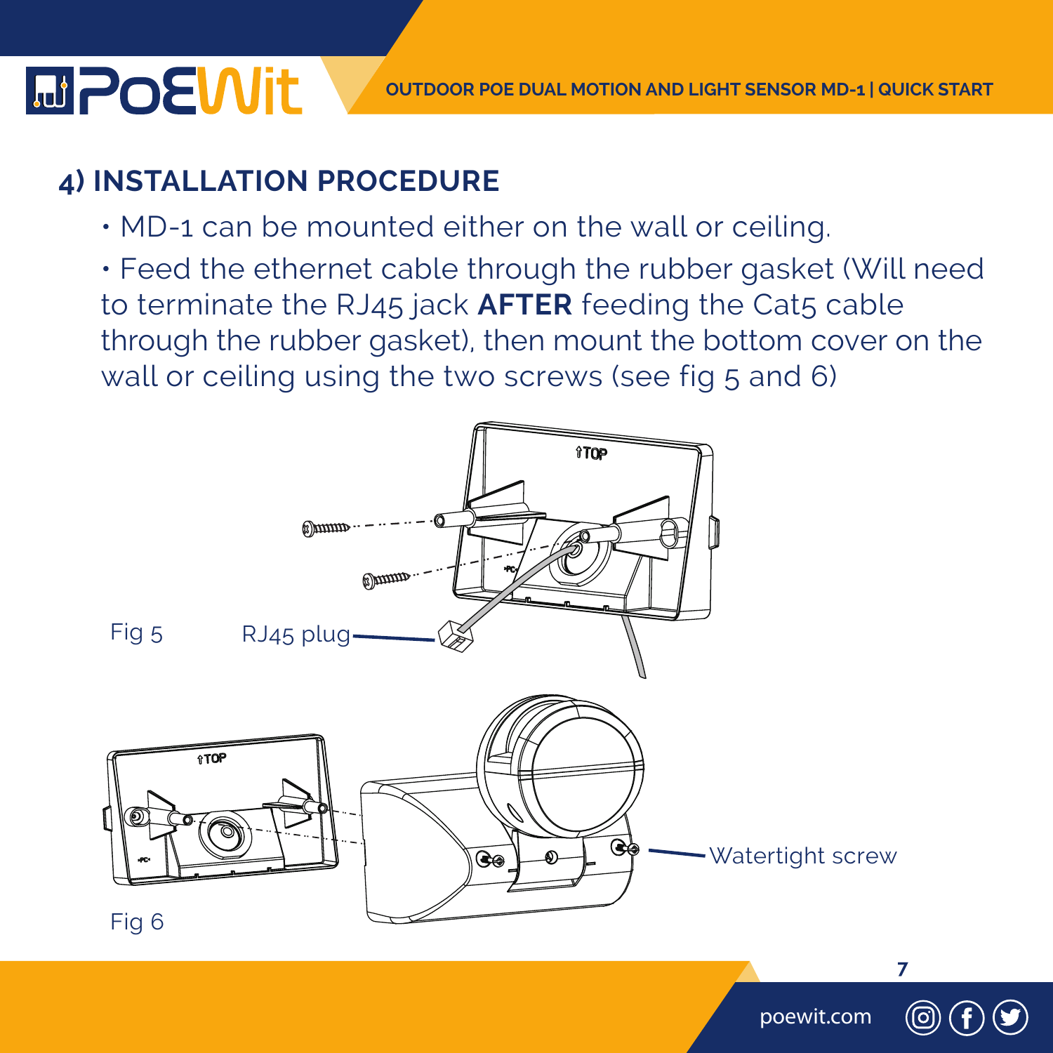## 4) INSTALLATION PROCEDURE

- MD-1 can be mounted either on the wall or ceiling.
- Feed the ethernet cable through the rubber gasket (Will need to terminate the RJ45 jack **AFTER** feeding the Cat5 cable through the rubber gasket), then mount the bottom cover on the wall or ceiling using the two screws (see fig 5 and 6)

Fig 5

RJ45 plug

Fig 6

Watertight screw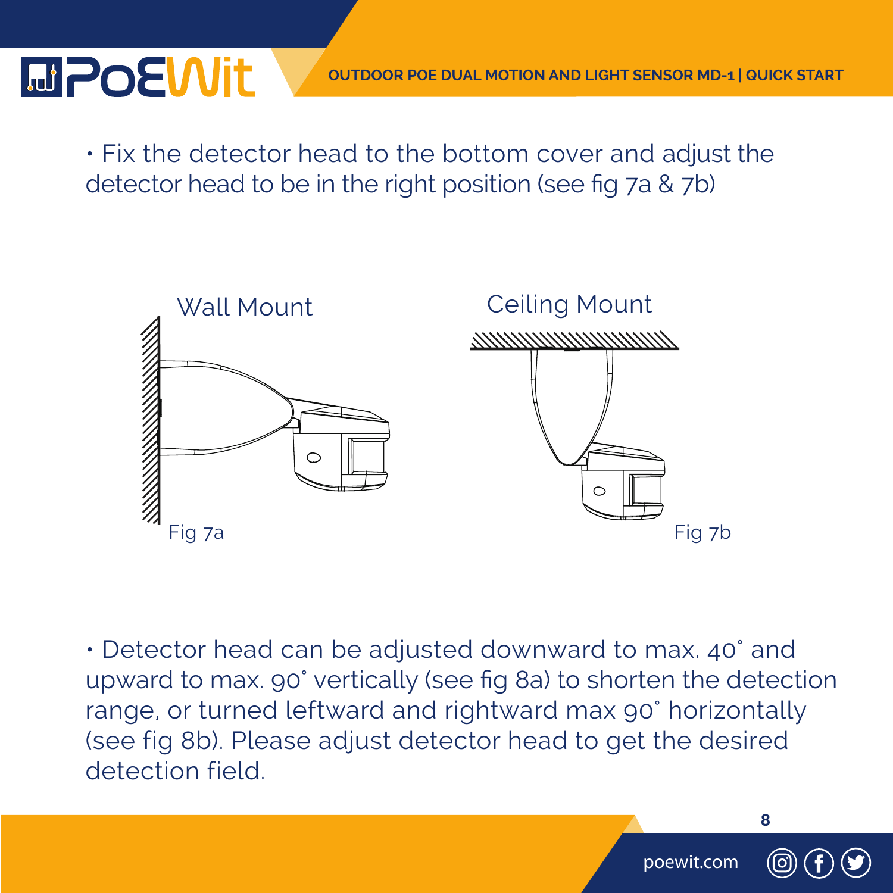- Fix the detector head to the bottom cover and adjust the detector head to be in the right position (see fig 7a & 7b)

Wall Mount

Fig 7a

Ceiling Mount

Fig 7b

- Detector head can be adjusted downward to max. 40˚ and upward to max. 90˚ vertically (see fig 8a) to shorten the detection range, or turned leftward and rightward max 90˚ horizontally (see fig 8b). Please adjust detector head to get the desired detection field.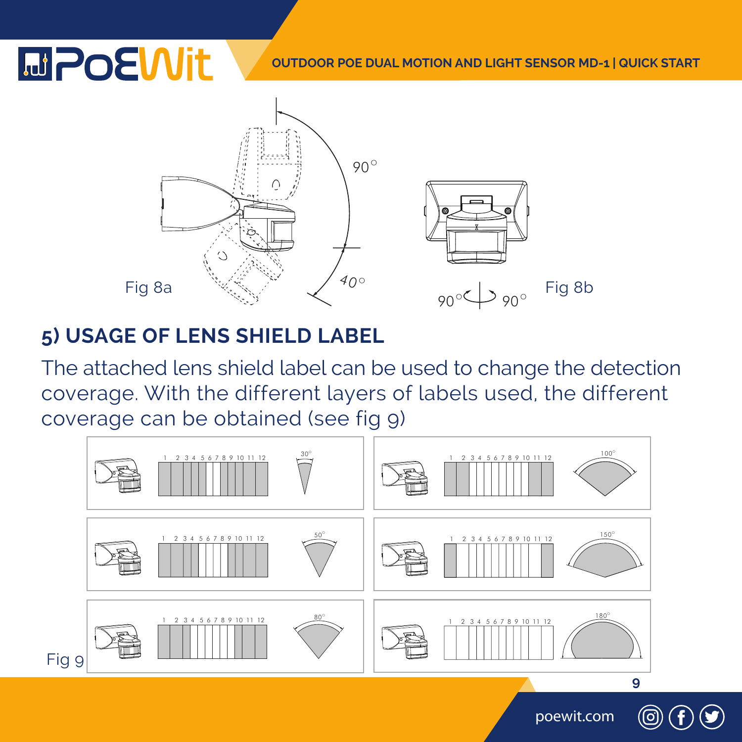90°

40°

Fig 8a

90° 90°

Fig 8b

## 5) USAGE OF LENS SHIELD LABEL

The attached lens shield label can be used to change the detection coverage. With the different layers of labels used, the different coverage can be obtained (see fig 9)

30°

50°

80°

100°

150°

180°

Fig 9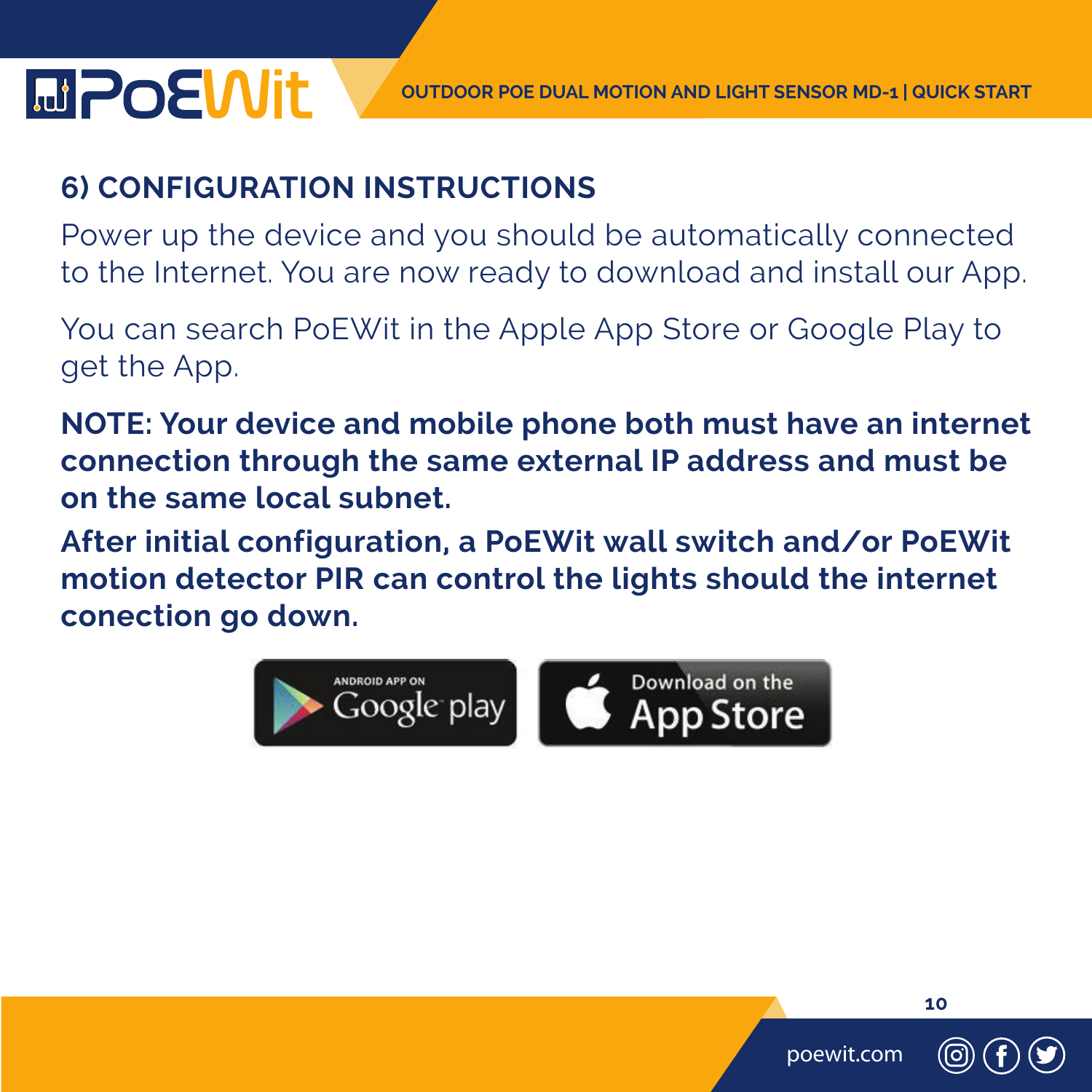## 6) CONFIGURATION INSTRUCTIONS

Power up the device and you should be automatically connected to the Internet. You are now ready to download and install our App.

You can search PoEWit in the Apple App Store or Google Play to get the App.

**NOTE: Your device and mobile phone both must have an internet connection through the same external IP address and must be on the same local subnet.**

**After initial configuration, a PoEWit wall switch and/or PoEWit motion detector PIR can control the lights should the internet conection go down.**

ANDROID APP ON Google play

Download on the App Store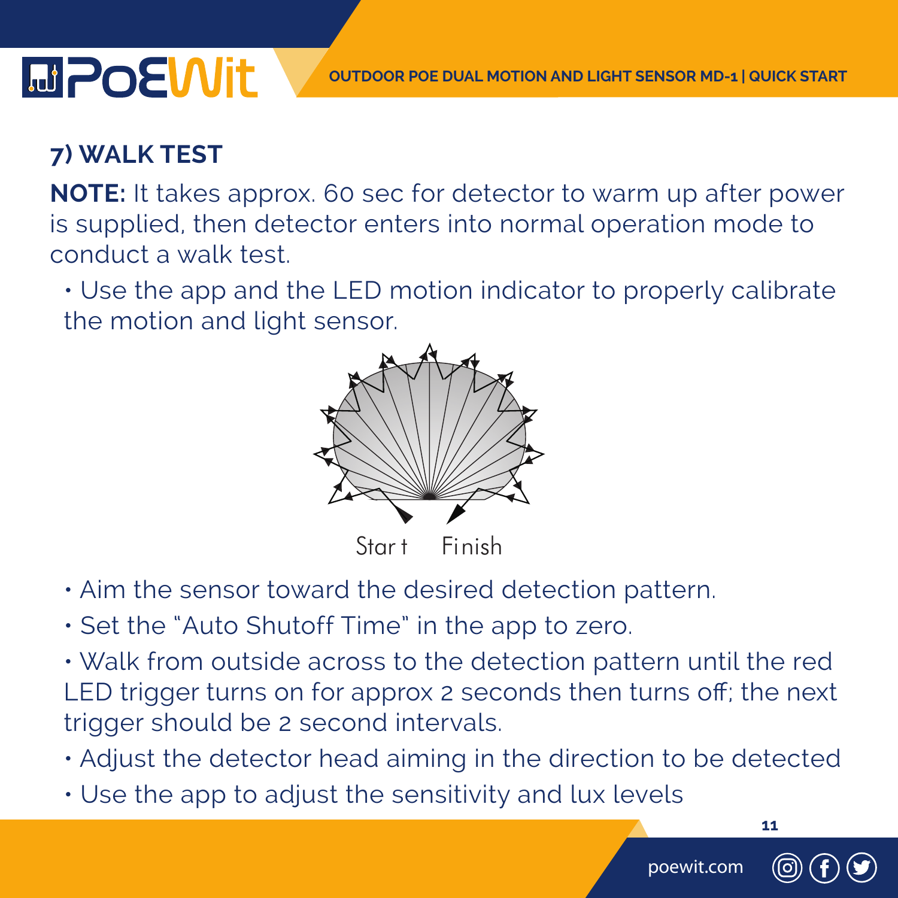## 7) WALK TEST

**NOTE:** It takes approx. 60 sec for detector to warm up after power is supplied, then detector enters into normal operation mode to conduct a walk test.

- Use the app and the LED motion indicator to properly calibrate the motion and light sensor.

Start Finish

- Aim the sensor toward the desired detection pattern.
- Set the "Auto Shutoff Time" in the app to zero.
- Walk from outside across to the detection pattern until the red LED trigger turns on for approx 2 seconds then turns off; the next trigger should be 2 second intervals.
- Adjust the detector head aiming in the direction to be detected
- Use the app to adjust the sensitivity and lux levels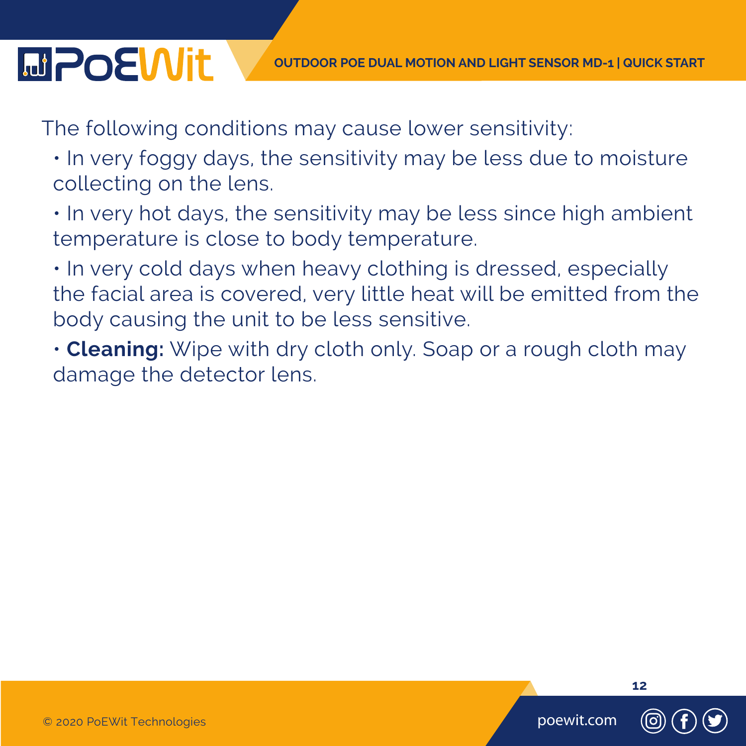The following conditions may cause lower sensitivity:

- In very foggy days, the sensitivity may be less due to moisture collecting on the lens.
- In very hot days, the sensitivity may be less since high ambient temperature is close to body temperature.
- In very cold days when heavy clothing is dressed, especially the facial area is covered, very little heat will be emitted from the body causing the unit to be less sensitive.
- **Cleaning:** Wipe with dry cloth only. Soap or a rough cloth may damage the detector lens.